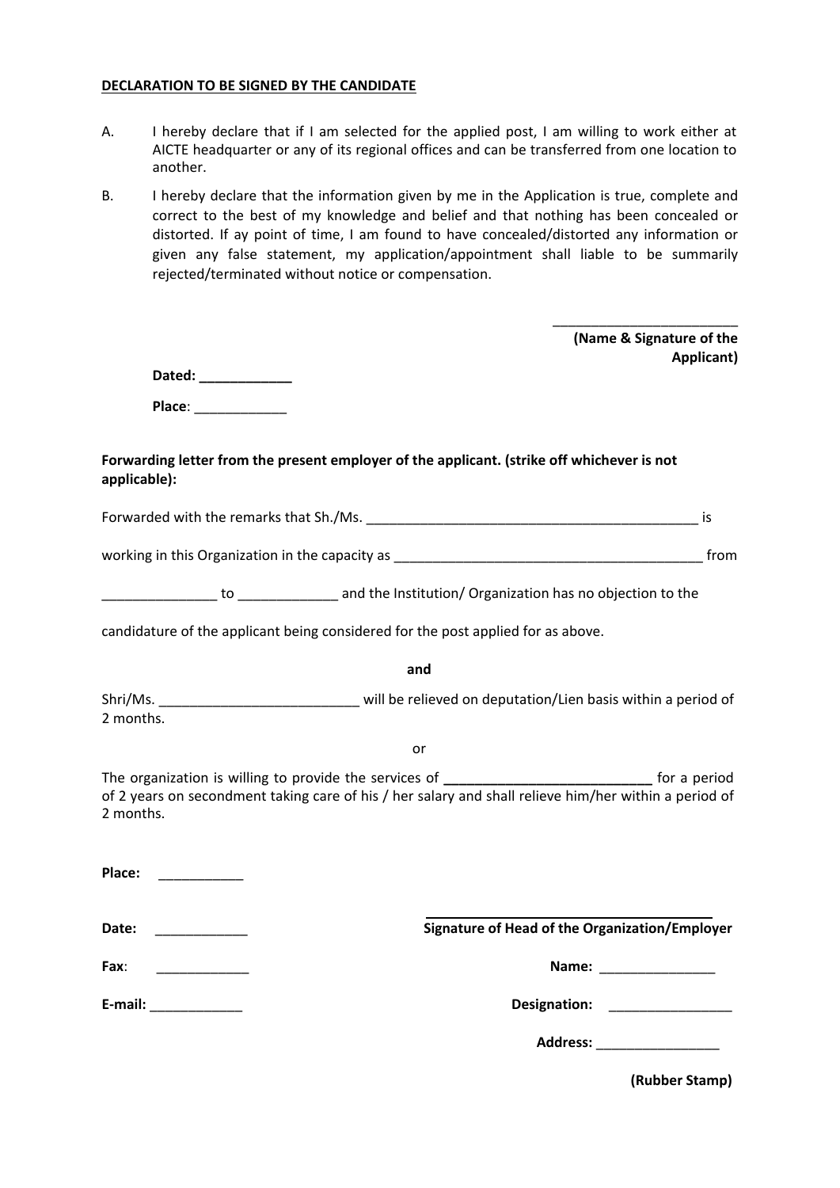**DECLARATION TO BE SIGNED BY THE CANDIDATE**

A. I hereby declare that if I am selected for the applied post, I am willing to work either at AICTE headquarter or any of its regional offices and can be transferred from one location to another.

B. I hereby declare that the information given by me in the Application is true, complete and correct to the best of my knowledge and belief and that nothing has been concealed or distorted. If ay point of time, I am found to have concealed/distorted any information or given any false statement, my application/appointment shall liable to be summarily rejected/terminated without notice or compensation.

_________________________

**(Name & Signature of the Applicant)**

**Dated: ____________**

**Place**: ____________

**Forwarding letter from the present employer of the applicant. (strike off whichever is not applicable):**

Forwarded with the remarks that Sh./Ms. _____________________________________________ is

working in this Organization in the capacity as _________________________________________ from

_______________ to _____________ and the Institution/ Organization has no objection to the

candidature of the applicant being considered for the post applied for as above.

**and**

Shri/Ms. __________________________ will be relieved on deputation/Lien basis within a period of 2 months.

or

The organization is willing to provide the services of **___________________________** for a period of 2 years on secondment taking care of his / her salary and shall relieve him/her within a period of 2 months.

**Place:** ___________

**Date:** ____________

**Fax**: ____________

**E-mail:** ____________

________________________________________

**Signature of Head of the Organization/Employer**

**Name:** _______________

**Designation:** ________________

**Address:** ________________

**(Rubber Stamp)**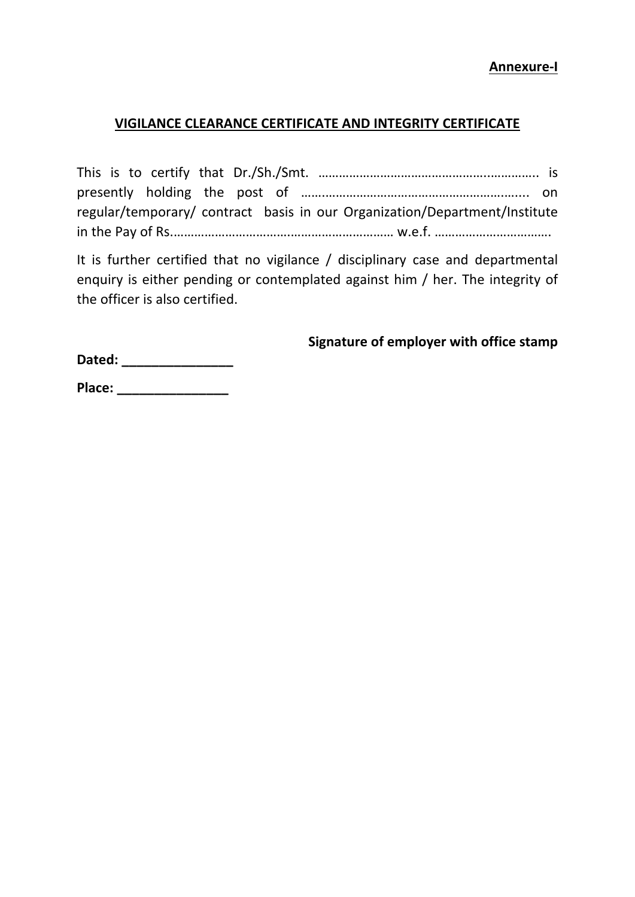**Annexure-I**

**VIGILANCE CLEARANCE CERTIFICATE AND INTEGRITY CERTIFICATE**

This is to certify that Dr./Sh./Smt. ………………………………………………………. is presently holding the post of ……………………………………………………….. on regular/temporary/ contract basis in our Organization/Department/Institute in the Pay of Rs.……………………………………………………… w.e.f. …………………………….

It is further certified that no vigilance / disciplinary case and departmental enquiry is either pending or contemplated against him / her. The integrity of the officer is also certified.

**Signature of employer with office stamp**

**Dated: _______________**

**Place: _______________**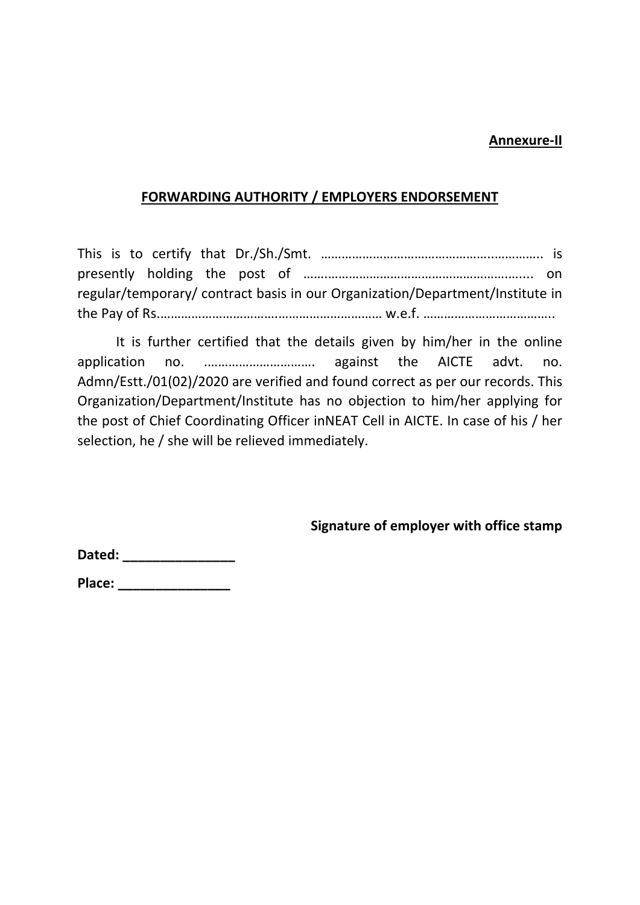**Annexure-II**

## FORWARDING AUTHORITY / EMPLOYERS ENDORSEMENT

This is to certify that Dr./Sh./Smt. ………………………………………….…………. is presently holding the post of …….………………………………………………... on regular/temporary/ contract basis in our Organization/Department/Institute in the Pay of Rs.………………………….……………………………… w.e.f. ………………………………..

It is further certified that the details given by him/her in the online application no. …………………………. against the AICTE advt. no. Admn/Estt./01(02)/2020 are verified and found correct as per our records. This Organization/Department/Institute has no objection to him/her applying for the post of Chief Coordinating Officer inNEAT Cell in AICTE. In case of his / her selection, he / she will be relieved immediately.

**Signature of employer with office stamp**

**Dated: _______________**

**Place: _______________**